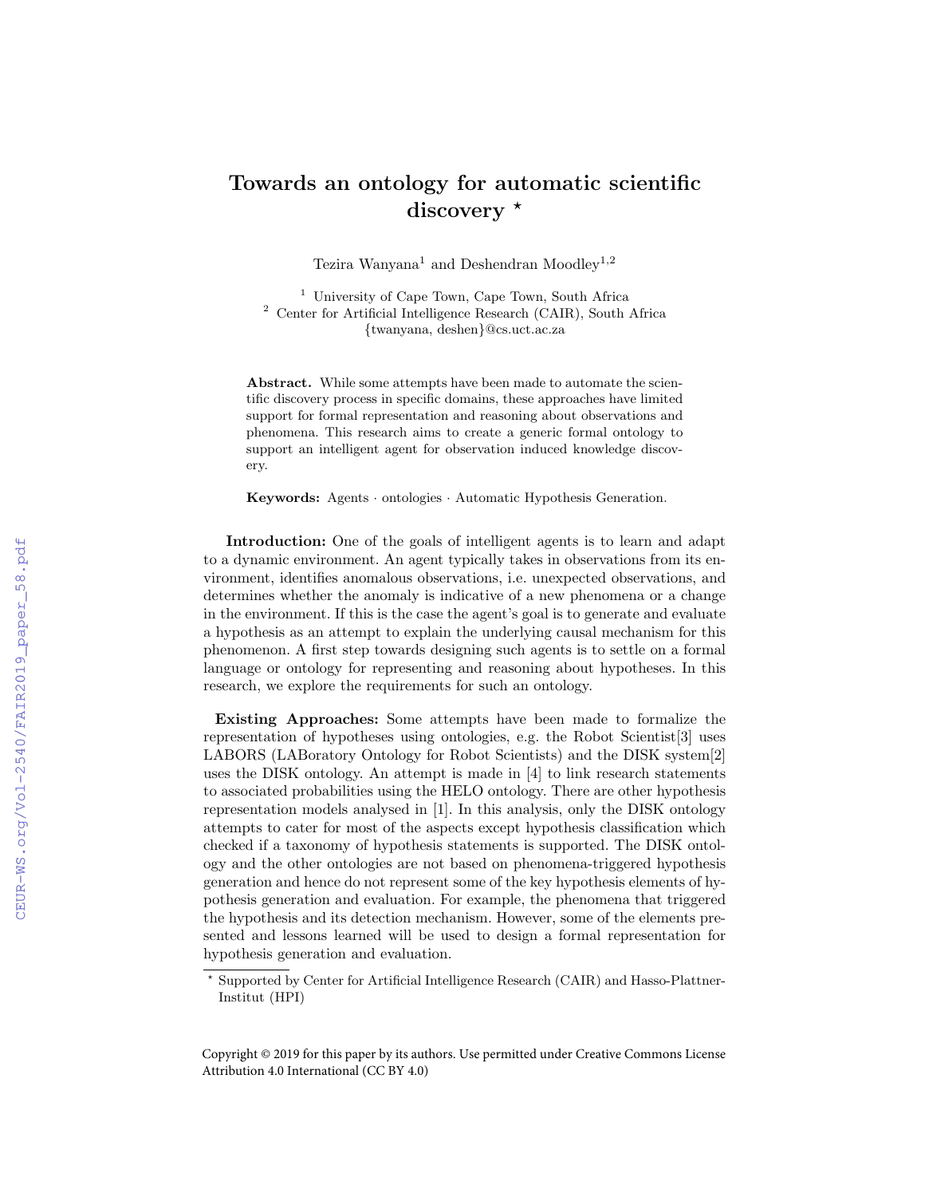# Towards an ontology for automatic scientific discovery *

Tezira Wanyana[1] and Deshendran Moodley[1,2]

[1] University of Cape Town, Cape Town, South Africa
[2] Center for Artificial Intelligence Research (CAIR), South Africa
{twanyana, deshen}@cs.uct.ac.za

**Abstract.** While some attempts have been made to automate the scientific discovery process in specific domains, these approaches have limited support for formal representation and reasoning about observations and phenomena. This research aims to create a generic formal ontology to support an intelligent agent for observation induced knowledge discovery.

**Keywords:** Agents · ontologies · Automatic Hypothesis Generation.

**Introduction:** One of the goals of intelligent agents is to learn and adapt to a dynamic environment. An agent typically takes in observations from its environment, identifies anomalous observations, i.e. unexpected observations, and determines whether the anomaly is indicative of a new phenomena or a change in the environment. If this is the case the agent's goal is to generate and evaluate a hypothesis as an attempt to explain the underlying causal mechanism for this phenomenon. A first step towards designing such agents is to settle on a formal language or ontology for representing and reasoning about hypotheses. In this research, we explore the requirements for such an ontology.

**Existing Approaches:** Some attempts have been made to formalize the representation of hypotheses using ontologies, e.g. the Robot Scientist[3] uses LABORS (LABoratory Ontology for Robot Scientists) and the DISK system[2] uses the DISK ontology. An attempt is made in [4] to link research statements to associated probabilities using the HELO ontology. There are other hypothesis representation models analysed in [1]. In this analysis, only the DISK ontology attempts to cater for most of the aspects except hypothesis classification which checked if a taxonomy of hypothesis statements is supported. The DISK ontology and the other ontologies are not based on phenomena-triggered hypothesis generation and hence do not represent some of the key hypothesis elements of hypothesis generation and evaluation. For example, the phenomena that triggered the hypothesis and its detection mechanism. However, some of the elements presented and lessons learned will be used to design a formal representation for hypothesis generation and evaluation.

* Supported by Center for Artificial Intelligence Research (CAIR) and Hasso-Plattner-Institut (HPI)

Copyright © 2019 for this paper by its authors. Use permitted under Creative Commons License Attribution 4.0 International (CC BY 4.0)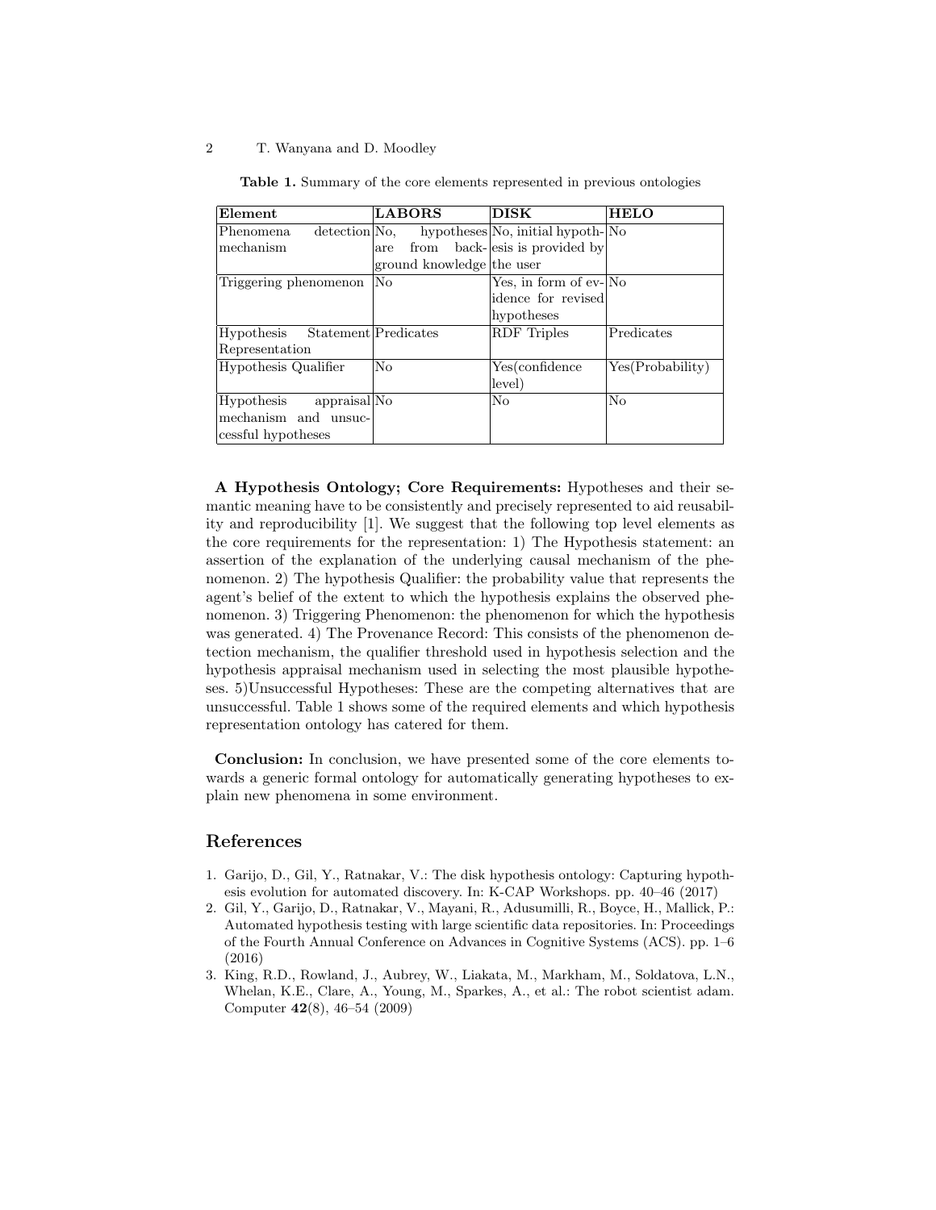**Table 1.** Summary of the core elements represented in previous ontologies

| Element | LABORS | DISK | HELO |
|---|---|---|---|
| Phenomena detection mechanism | No, hypotheses are from background knowledge | No, initial hypothesis is provided by the user | No |
| Triggering phenomenon | No | Yes, in form of evidence for revised hypotheses | No |
| Hypothesis Statement Representation | Predicates | RDF Triples | Predicates |
| Hypothesis Qualifier | No | Yes(confidence level) | Yes(Probability) |
| Hypothesis appraisal mechanism and unsuccessful hypotheses | No | No | No |

**A Hypothesis Ontology; Core Requirements:** Hypotheses and their semantic meaning have to be consistently and precisely represented to aid reusability and reproducibility [1]. We suggest that the following top level elements as the core requirements for the representation: 1) The Hypothesis statement: an assertion of the explanation of the underlying causal mechanism of the phenomenon. 2) The hypothesis Qualifier: the probability value that represents the agent's belief of the extent to which the hypothesis explains the observed phenomenon. 3) Triggering Phenomenon: the phenomenon for which the hypothesis was generated. 4) The Provenance Record: This consists of the phenomenon detection mechanism, the qualifier threshold used in hypothesis selection and the hypothesis appraisal mechanism used in selecting the most plausible hypotheses. 5)Unsuccessful Hypotheses: These are the competing alternatives that are unsuccessful. Table 1 shows some of the required elements and which hypothesis representation ontology has catered for them.

**Conclusion:** In conclusion, we have presented some of the core elements towards a generic formal ontology for automatically generating hypotheses to explain new phenomena in some environment.

## References

1. Garijo, D., Gil, Y., Ratnakar, V.: The disk hypothesis ontology: Capturing hypothesis evolution for automated discovery. In: K-CAP Workshops. pp. 40–46 (2017)
2. Gil, Y., Garijo, D., Ratnakar, V., Mayani, R., Adusumilli, R., Boyce, H., Mallick, P.: Automated hypothesis testing with large scientific data repositories. In: Proceedings of the Fourth Annual Conference on Advances in Cognitive Systems (ACS). pp. 1–6 (2016)
3. King, R.D., Rowland, J., Aubrey, W., Liakata, M., Markham, M., Soldatova, L.N., Whelan, K.E., Clare, A., Young, M., Sparkes, A., et al.: The robot scientist adam. Computer **42**(8), 46–54 (2009)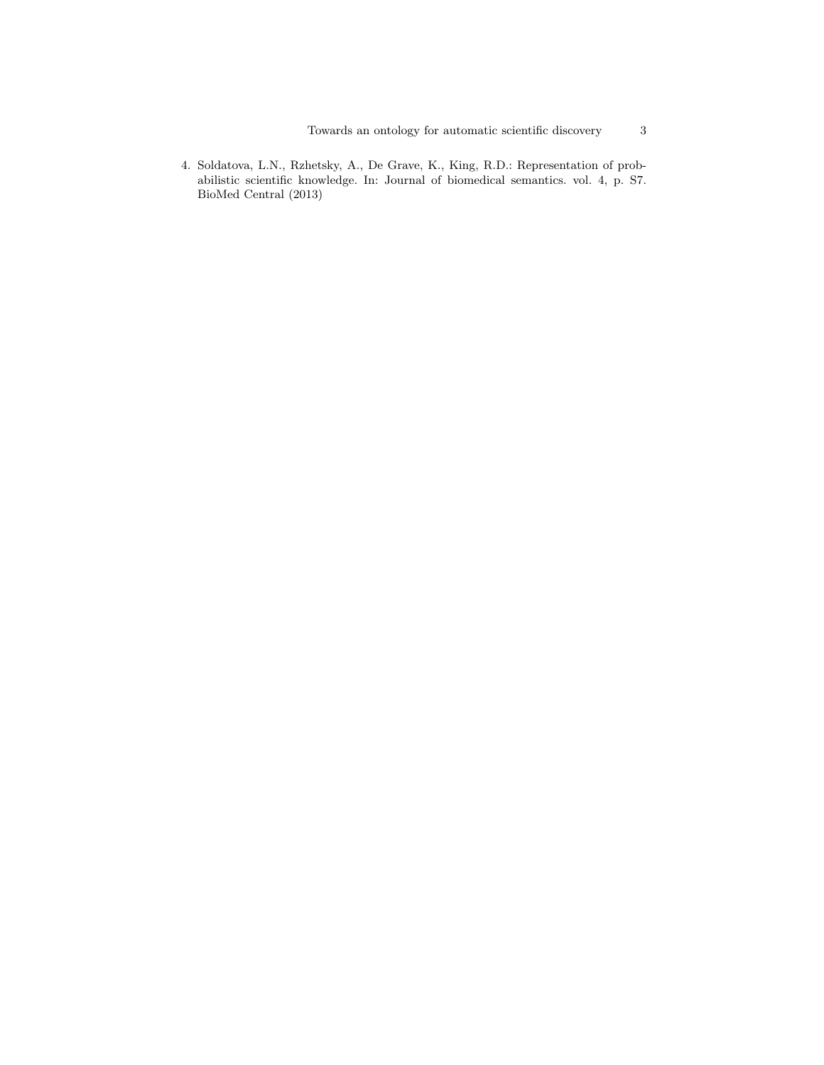4. Soldatova, L.N., Rzhetsky, A., De Grave, K., King, R.D.: Representation of probabilistic scientific knowledge. In: Journal of biomedical semantics. vol. 4, p. S7. BioMed Central (2013)